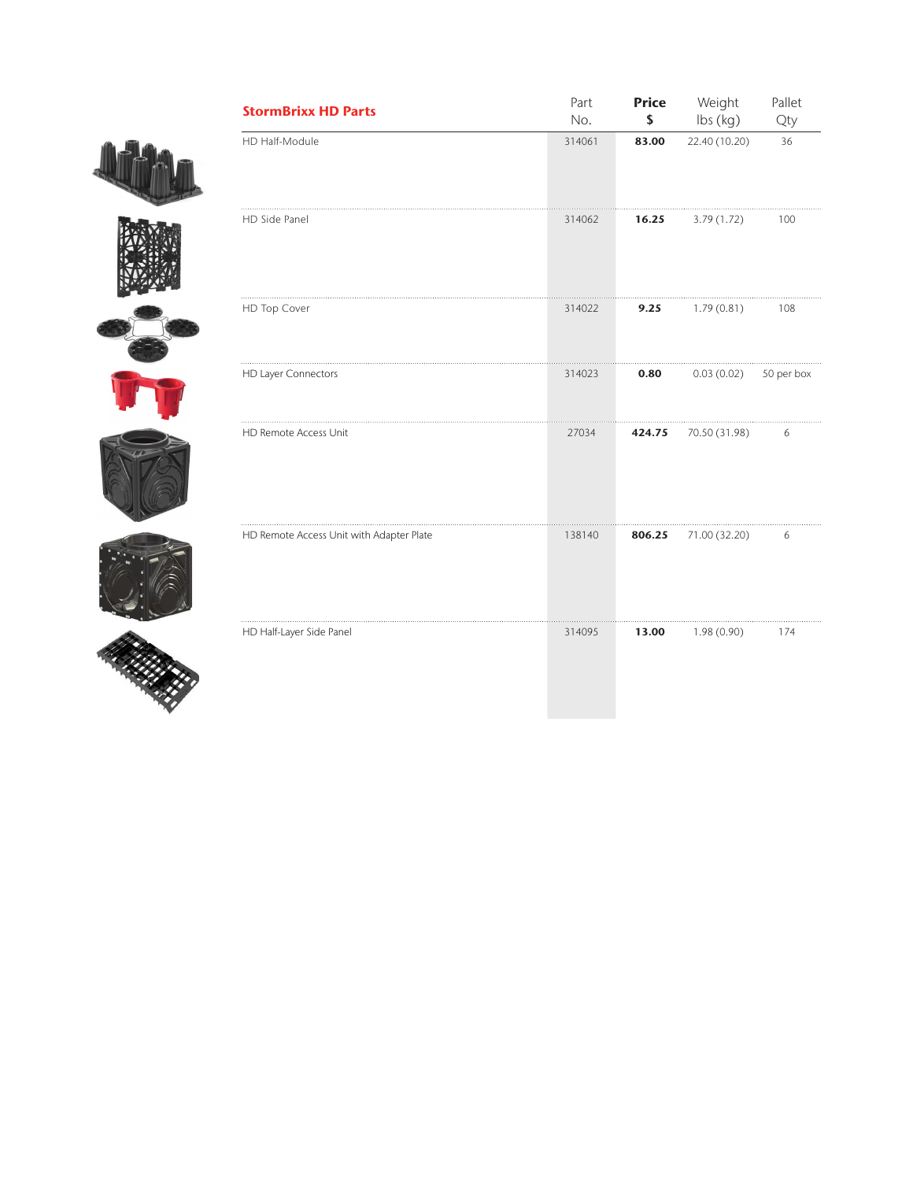| StormBrixx HD Parts | Part No. | Price $ | Weight lbs (kg) | Pallet Qty |
|---|---|---|---|---|
| HD Half-Module | 314061 | **83.00** | 22.40 (10.20) | 36 |
| HD Side Panel | 314062 | **16.25** | 3.79 (1.72) | 100 |
| HD Top Cover | 314022 | **9.25** | 1.79 (0.81) | 108 |
| HD Layer Connectors | 314023 | **0.80** | 0.03 (0.02) | 50 per box |
| HD Remote Access Unit | 27034 | **424.75** | 70.50 (31.98) | 6 |
| HD Remote Access Unit with Adapter Plate | 138140 | **806.25** | 71.00 (32.20) | 6 |
| HD Half-Layer Side Panel | 314095 | **13.00** | 1.98 (0.90) | 174 |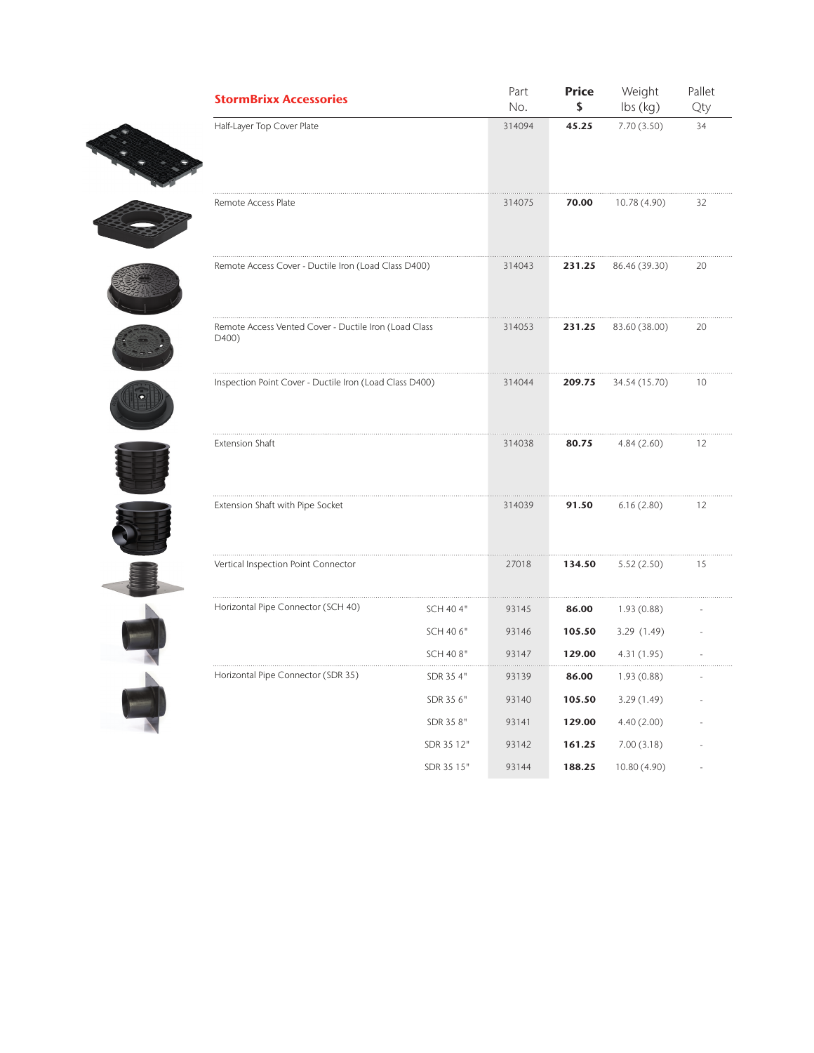## StormBrixx Accessories

| StormBrixx Accessories | | Part No. | Price $ | Weight lbs (kg) | Pallet Qty |
|---|---|---|---|---|---|
| Half-Layer Top Cover Plate | | 314094 | **45.25** | 7.70 (3.50) | 34 |
| Remote Access Plate | | 314075 | **70.00** | 10.78 (4.90) | 32 |
| Remote Access Cover - Ductile Iron (Load Class D400) | | 314043 | **231.25** | 86.46 (39.30) | 20 |
| Remote Access Vented Cover - Ductile Iron (Load Class D400) | | 314053 | **231.25** | 83.60 (38.00) | 20 |
| Inspection Point Cover - Ductile Iron (Load Class D400) | | 314044 | **209.75** | 34.54 (15.70) | 10 |
| Extension Shaft | | 314038 | **80.75** | 4.84 (2.60) | 12 |
| Extension Shaft with Pipe Socket | | 314039 | **91.50** | 6.16 (2.80) | 12 |
| Vertical Inspection Point Connector | | 27018 | **134.50** | 5.52 (2.50) | 15 |
| Horizontal Pipe Connector (SCH 40) | SCH 40 4" | 93145 | **86.00** | 1.93 (0.88) | - |
| | SCH 40 6" | 93146 | **105.50** | 3.29 (1.49) | - |
| | SCH 40 8" | 93147 | **129.00** | 4.31 (1.95) | - |
| Horizontal Pipe Connector (SDR 35) | SDR 35 4" | 93139 | **86.00** | 1.93 (0.88) | - |
| | SDR 35 6" | 93140 | **105.50** | 3.29 (1.49) | - |
| | SDR 35 8" | 93141 | **129.00** | 4.40 (2.00) | - |
| | SDR 35 12" | 93142 | **161.25** | 7.00 (3.18) | - |
| | SDR 35 15" | 93144 | **188.25** | 10.80 (4.90) | - |